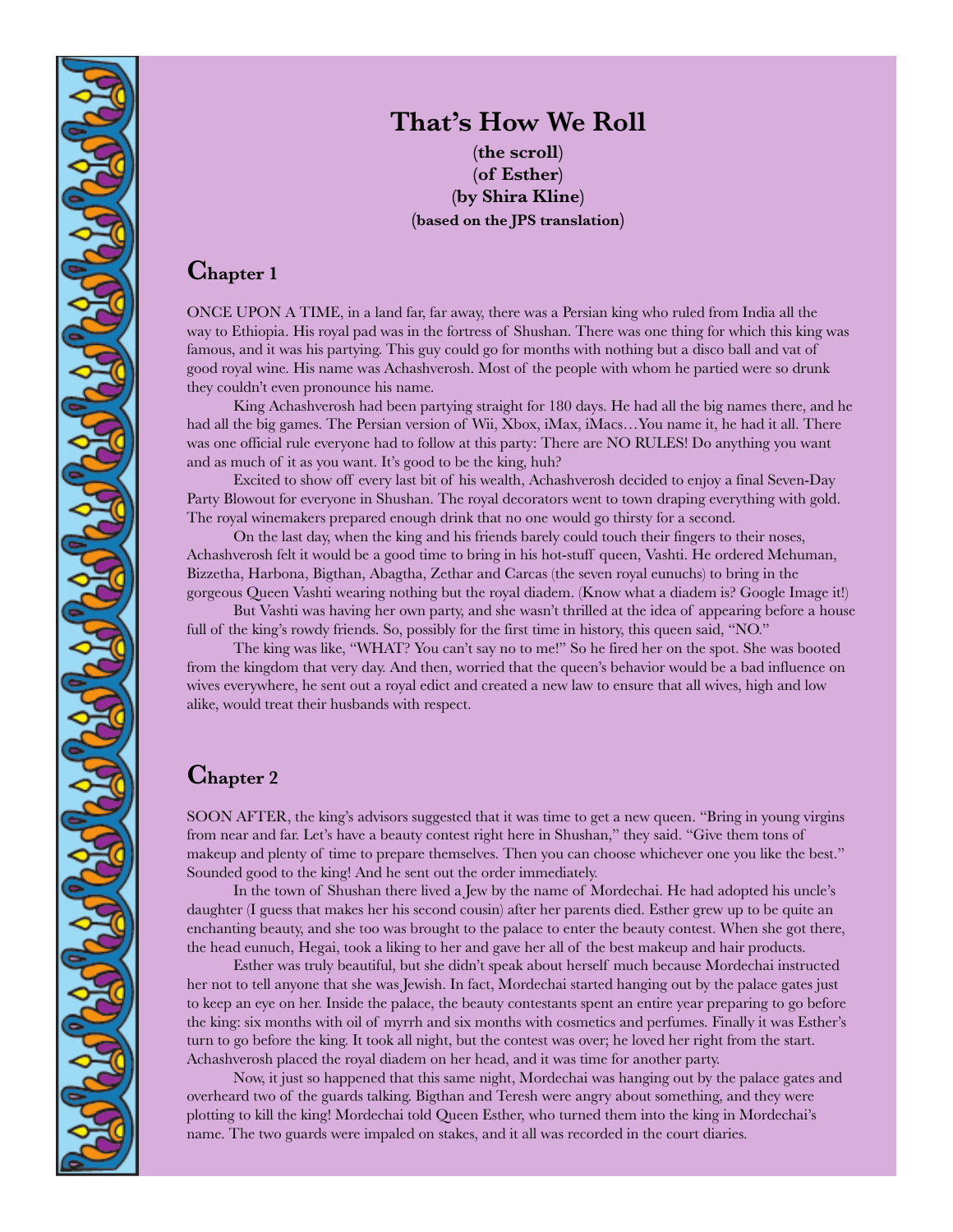# That's How We Roll

**(the scroll)**
**(of Esther)**
**(by Shira Kline)**
**(based on the JPS translation)**

## Chapter 1

ONCE UPON A TIME, in a land far, far away, there was a Persian king who ruled from India all the way to Ethiopia. His royal pad was in the fortress of Shushan. There was one thing for which this king was famous, and it was his partying. This guy could go for months with nothing but a disco ball and vat of good royal wine. His name was Achashverosh. Most of the people with whom he partied were so drunk they couldn't even pronounce his name.

King Achashverosh had been partying straight for 180 days. He had all the big names there, and he had all the big games. The Persian version of Wii, Xbox, iMax, iMacs…You name it, he had it all. There was one official rule everyone had to follow at this party: There are NO RULES! Do anything you want and as much of it as you want. It's good to be the king, huh?

Excited to show off every last bit of his wealth, Achashverosh decided to enjoy a final Seven-Day Party Blowout for everyone in Shushan. The royal decorators went to town draping everything with gold. The royal winemakers prepared enough drink that no one would go thirsty for a second.

On the last day, when the king and his friends barely could touch their fingers to their noses, Achashverosh felt it would be a good time to bring in his hot-stuff queen, Vashti. He ordered Mehuman, Bizzetha, Harbona, Bigthan, Abagtha, Zethar and Carcas (the seven royal eunuchs) to bring in the gorgeous Queen Vashti wearing nothing but the royal diadem. (Know what a diadem is? Google Image it!)

But Vashti was having her own party, and she wasn't thrilled at the idea of appearing before a house full of the king's rowdy friends. So, possibly for the first time in history, this queen said, "NO."

The king was like, "WHAT? You can't say no to me!" So he fired her on the spot. She was booted from the kingdom that very day. And then, worried that the queen's behavior would be a bad influence on wives everywhere, he sent out a royal edict and created a new law to ensure that all wives, high and low alike, would treat their husbands with respect.

## Chapter 2

SOON AFTER, the king's advisors suggested that it was time to get a new queen. "Bring in young virgins from near and far. Let's have a beauty contest right here in Shushan," they said. "Give them tons of makeup and plenty of time to prepare themselves. Then you can choose whichever one you like the best." Sounded good to the king! And he sent out the order immediately.

In the town of Shushan there lived a Jew by the name of Mordechai. He had adopted his uncle's daughter (I guess that makes her his second cousin) after her parents died. Esther grew up to be quite an enchanting beauty, and she too was brought to the palace to enter the beauty contest. When she got there, the head eunuch, Hegai, took a liking to her and gave her all of the best makeup and hair products.

Esther was truly beautiful, but she didn't speak about herself much because Mordechai instructed her not to tell anyone that she was Jewish. In fact, Mordechai started hanging out by the palace gates just to keep an eye on her. Inside the palace, the beauty contestants spent an entire year preparing to go before the king: six months with oil of myrrh and six months with cosmetics and perfumes. Finally it was Esther's turn to go before the king. It took all night, but the contest was over; he loved her right from the start. Achashverosh placed the royal diadem on her head, and it was time for another party.

Now, it just so happened that this same night, Mordechai was hanging out by the palace gates and overheard two of the guards talking. Bigthan and Teresh were angry about something, and they were plotting to kill the king! Mordechai told Queen Esther, who turned them into the king in Mordechai's name. The two guards were impaled on stakes, and it all was recorded in the court diaries.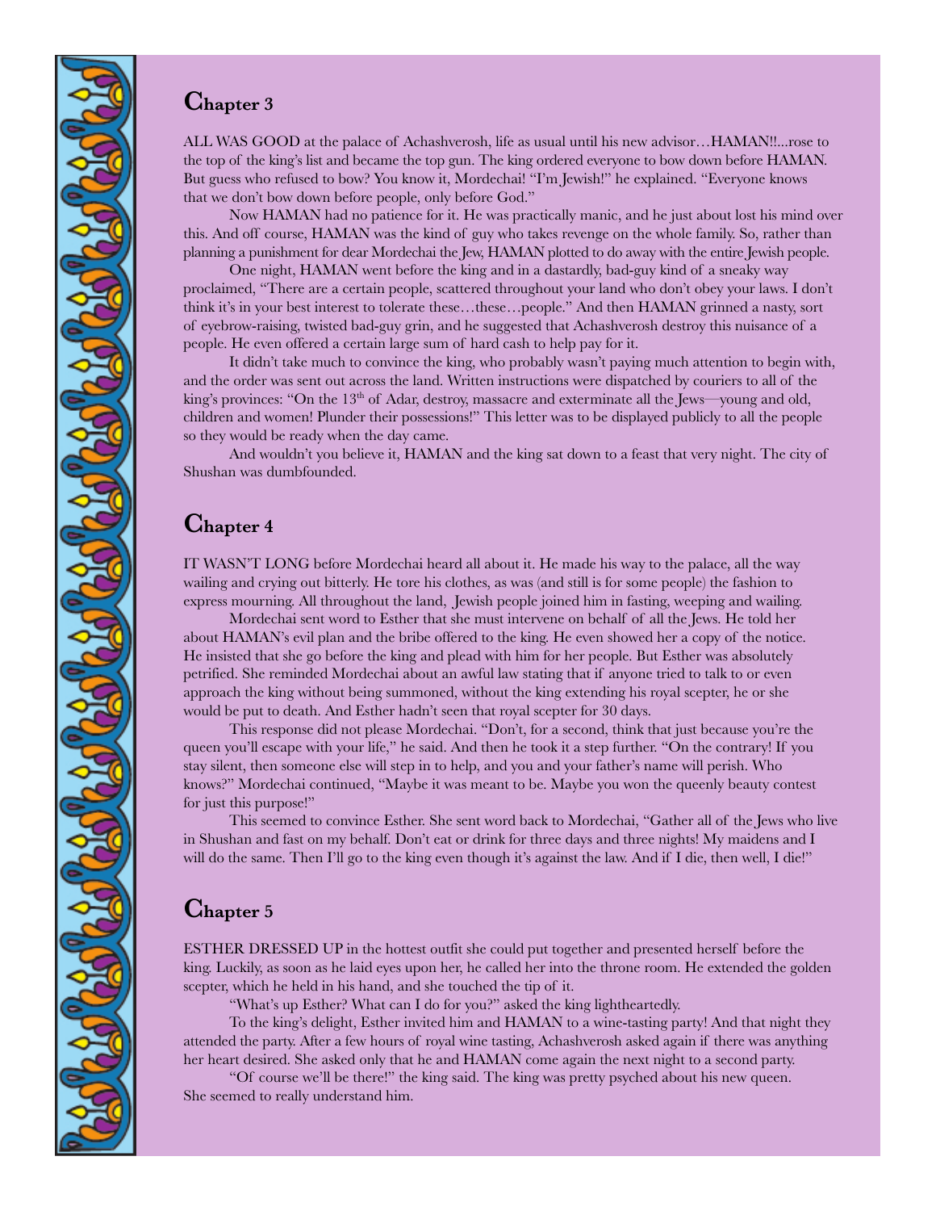## Chapter 3

ALL WAS GOOD at the palace of Achashverosh, life as usual until his new advisor…HAMAN!!...rose to the top of the king's list and became the top gun. The king ordered everyone to bow down before HAMAN. But guess who refused to bow? You know it, Mordechai! "I'm Jewish!" he explained. "Everyone knows that we don't bow down before people, only before God."

Now HAMAN had no patience for it. He was practically manic, and he just about lost his mind over this. And off course, HAMAN was the kind of guy who takes revenge on the whole family. So, rather than planning a punishment for dear Mordechai the Jew, HAMAN plotted to do away with the entire Jewish people.

One night, HAMAN went before the king and in a dastardly, bad-guy kind of a sneaky way proclaimed, "There are a certain people, scattered throughout your land who don't obey your laws. I don't think it's in your best interest to tolerate these…these…people." And then HAMAN grinned a nasty, sort of eyebrow-raising, twisted bad-guy grin, and he suggested that Achashverosh destroy this nuisance of a people. He even offered a certain large sum of hard cash to help pay for it.

It didn't take much to convince the king, who probably wasn't paying much attention to begin with, and the order was sent out across the land. Written instructions were dispatched by couriers to all of the king's provinces: "On the 13th of Adar, destroy, massacre and exterminate all the Jews—young and old, children and women! Plunder their possessions!" This letter was to be displayed publicly to all the people so they would be ready when the day came.

And wouldn't you believe it, HAMAN and the king sat down to a feast that very night. The city of Shushan was dumbfounded.

## Chapter 4

IT WASN'T LONG before Mordechai heard all about it. He made his way to the palace, all the way wailing and crying out bitterly. He tore his clothes, as was (and still is for some people) the fashion to express mourning. All throughout the land, Jewish people joined him in fasting, weeping and wailing.

Mordechai sent word to Esther that she must intervene on behalf of all the Jews. He told her about HAMAN's evil plan and the bribe offered to the king. He even showed her a copy of the notice. He insisted that she go before the king and plead with him for her people. But Esther was absolutely petrified. She reminded Mordechai about an awful law stating that if anyone tried to talk to or even approach the king without being summoned, without the king extending his royal scepter, he or she would be put to death. And Esther hadn't seen that royal scepter for 30 days.

This response did not please Mordechai. "Don't, for a second, think that just because you're the queen you'll escape with your life," he said. And then he took it a step further. "On the contrary! If you stay silent, then someone else will step in to help, and you and your father's name will perish. Who knows?" Mordechai continued, "Maybe it was meant to be. Maybe you won the queenly beauty contest for just this purpose!"

This seemed to convince Esther. She sent word back to Mordechai, "Gather all of the Jews who live in Shushan and fast on my behalf. Don't eat or drink for three days and three nights! My maidens and I will do the same. Then I'll go to the king even though it's against the law. And if I die, then well, I die!"

## Chapter 5

ESTHER DRESSED UP in the hottest outfit she could put together and presented herself before the king. Luckily, as soon as he laid eyes upon her, he called her into the throne room. He extended the golden scepter, which he held in his hand, and she touched the tip of it.

"What's up Esther? What can I do for you?" asked the king lightheartedly.

To the king's delight, Esther invited him and HAMAN to a wine-tasting party! And that night they attended the party. After a few hours of royal wine tasting, Achashverosh asked again if there was anything her heart desired. She asked only that he and HAMAN come again the next night to a second party.

"Of course we'll be there!" the king said. The king was pretty psyched about his new queen. She seemed to really understand him.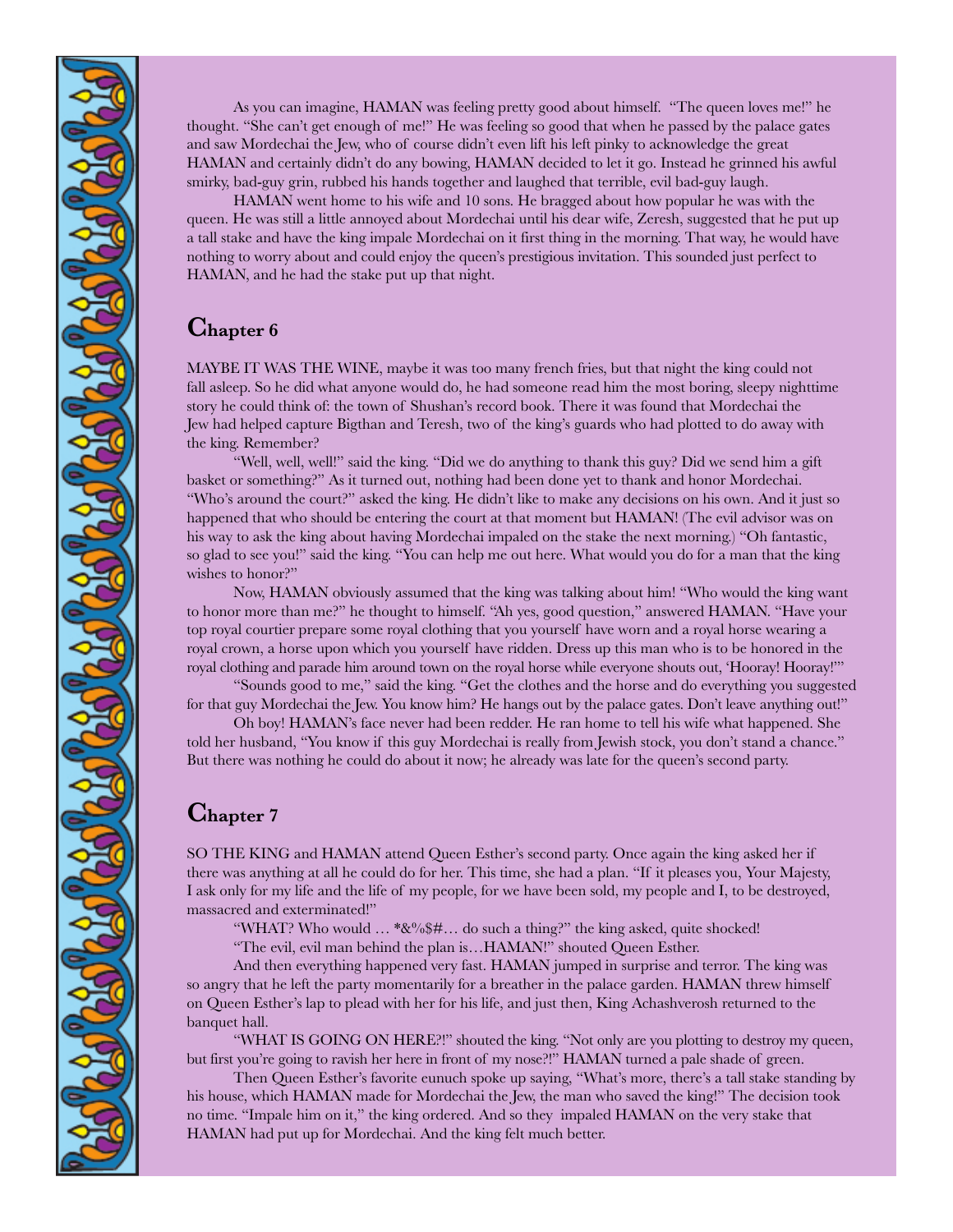As you can imagine, HAMAN was feeling pretty good about himself. "The queen loves me!" he thought. "She can't get enough of me!" He was feeling so good that when he passed by the palace gates and saw Mordechai the Jew, who of course didn't even lift his left pinky to acknowledge the great HAMAN and certainly didn't do any bowing, HAMAN decided to let it go. Instead he grinned his awful smirky, bad-guy grin, rubbed his hands together and laughed that terrible, evil bad-guy laugh.

HAMAN went home to his wife and 10 sons. He bragged about how popular he was with the queen. He was still a little annoyed about Mordechai until his dear wife, Zeresh, suggested that he put up a tall stake and have the king impale Mordechai on it first thing in the morning. That way, he would have nothing to worry about and could enjoy the queen's prestigious invitation. This sounded just perfect to HAMAN, and he had the stake put up that night.

## Chapter 6

MAYBE IT WAS THE WINE, maybe it was too many french fries, but that night the king could not fall asleep. So he did what anyone would do, he had someone read him the most boring, sleepy nighttime story he could think of: the town of Shushan's record book. There it was found that Mordechai the Jew had helped capture Bigthan and Teresh, two of the king's guards who had plotted to do away with the king. Remember?

"Well, well, well!" said the king. "Did we do anything to thank this guy? Did we send him a gift basket or something?" As it turned out, nothing had been done yet to thank and honor Mordechai. "Who's around the court?" asked the king. He didn't like to make any decisions on his own. And it just so happened that who should be entering the court at that moment but HAMAN! (The evil advisor was on his way to ask the king about having Mordechai impaled on the stake the next morning.) "Oh fantastic, so glad to see you!" said the king. "You can help me out here. What would you do for a man that the king wishes to honor?"

Now, HAMAN obviously assumed that the king was talking about him! "Who would the king want to honor more than me?" he thought to himself. "Ah yes, good question," answered HAMAN. "Have your top royal courtier prepare some royal clothing that you yourself have worn and a royal horse wearing a royal crown, a horse upon which you yourself have ridden. Dress up this man who is to be honored in the royal clothing and parade him around town on the royal horse while everyone shouts out, 'Hooray! Hooray!'"

"Sounds good to me," said the king. "Get the clothes and the horse and do everything you suggested for that guy Mordechai the Jew. You know him? He hangs out by the palace gates. Don't leave anything out!"

Oh boy! HAMAN's face never had been redder. He ran home to tell his wife what happened. She told her husband, "You know if this guy Mordechai is really from Jewish stock, you don't stand a chance." But there was nothing he could do about it now; he already was late for the queen's second party.

## Chapter 7

SO THE KING and HAMAN attend Queen Esther's second party. Once again the king asked her if there was anything at all he could do for her. This time, she had a plan. "If it pleases you, Your Majesty, I ask only for my life and the life of my people, for we have been sold, my people and I, to be destroyed, massacred and exterminated!"

"WHAT? Who would … *&%$#… do such a thing?" the king asked, quite shocked!

"The evil, evil man behind the plan is…HAMAN!" shouted Queen Esther.

And then everything happened very fast. HAMAN jumped in surprise and terror. The king was so angry that he left the party momentarily for a breather in the palace garden. HAMAN threw himself on Queen Esther's lap to plead with her for his life, and just then, King Achashverosh returned to the banquet hall.

"WHAT IS GOING ON HERE?!" shouted the king. "Not only are you plotting to destroy my queen, but first you're going to ravish her here in front of my nose?!" HAMAN turned a pale shade of green.

Then Queen Esther's favorite eunuch spoke up saying, "What's more, there's a tall stake standing by his house, which HAMAN made for Mordechai the Jew, the man who saved the king!" The decision took no time. "Impale him on it," the king ordered. And so they impaled HAMAN on the very stake that HAMAN had put up for Mordechai. And the king felt much better.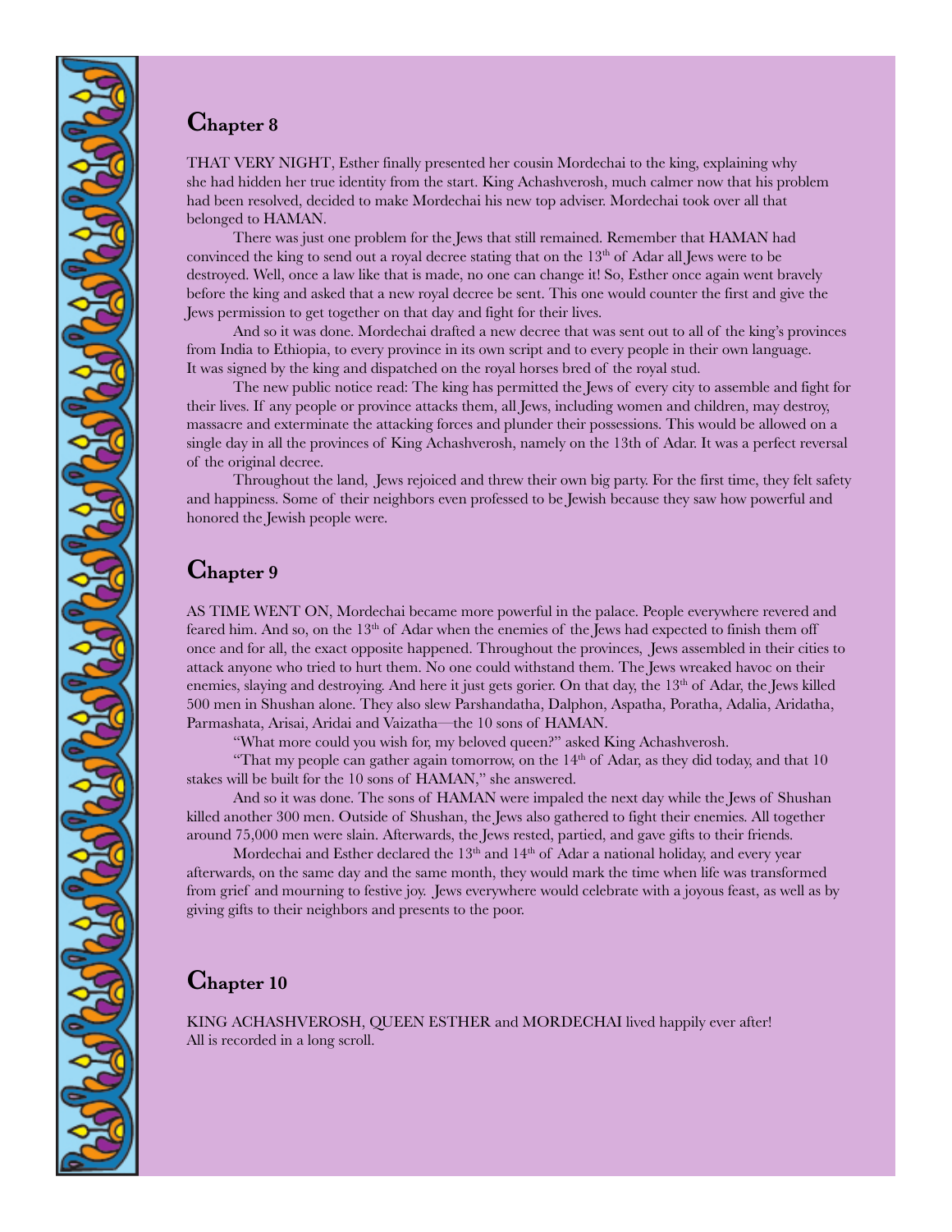## Chapter 8

THAT VERY NIGHT, Esther finally presented her cousin Mordechai to the king, explaining why she had hidden her true identity from the start. King Achashverosh, much calmer now that his problem had been resolved, decided to make Mordechai his new top adviser. Mordechai took over all that belonged to HAMAN.

There was just one problem for the Jews that still remained. Remember that HAMAN had convinced the king to send out a royal decree stating that on the 13th of Adar all Jews were to be destroyed. Well, once a law like that is made, no one can change it! So, Esther once again went bravely before the king and asked that a new royal decree be sent. This one would counter the first and give the Jews permission to get together on that day and fight for their lives.

And so it was done. Mordechai drafted a new decree that was sent out to all of the king's provinces from India to Ethiopia, to every province in its own script and to every people in their own language. It was signed by the king and dispatched on the royal horses bred of the royal stud.

The new public notice read: The king has permitted the Jews of every city to assemble and fight for their lives. If any people or province attacks them, all Jews, including women and children, may destroy, massacre and exterminate the attacking forces and plunder their possessions. This would be allowed on a single day in all the provinces of King Achashverosh, namely on the 13th of Adar. It was a perfect reversal of the original decree.

Throughout the land, Jews rejoiced and threw their own big party. For the first time, they felt safety and happiness. Some of their neighbors even professed to be Jewish because they saw how powerful and honored the Jewish people were.

## Chapter 9

AS TIME WENT ON, Mordechai became more powerful in the palace. People everywhere revered and feared him. And so, on the 13th of Adar when the enemies of the Jews had expected to finish them off once and for all, the exact opposite happened. Throughout the provinces, Jews assembled in their cities to attack anyone who tried to hurt them. No one could withstand them. The Jews wreaked havoc on their enemies, slaying and destroying. And here it just gets gorier. On that day, the 13th of Adar, the Jews killed 500 men in Shushan alone. They also slew Parshandatha, Dalphon, Aspatha, Poratha, Adalia, Aridatha, Parmashata, Arisai, Aridai and Vaizatha—the 10 sons of HAMAN.

"What more could you wish for, my beloved queen?" asked King Achashverosh.

"That my people can gather again tomorrow, on the 14th of Adar, as they did today, and that 10 stakes will be built for the 10 sons of HAMAN," she answered.

And so it was done. The sons of HAMAN were impaled the next day while the Jews of Shushan killed another 300 men. Outside of Shushan, the Jews also gathered to fight their enemies. All together around 75,000 men were slain. Afterwards, the Jews rested, partied, and gave gifts to their friends.

Mordechai and Esther declared the 13th and 14th of Adar a national holiday, and every year afterwards, on the same day and the same month, they would mark the time when life was transformed from grief and mourning to festive joy. Jews everywhere would celebrate with a joyous feast, as well as by giving gifts to their neighbors and presents to the poor.

## Chapter 10

KING ACHASHVEROSH, QUEEN ESTHER and MORDECHAI lived happily ever after!
All is recorded in a long scroll.